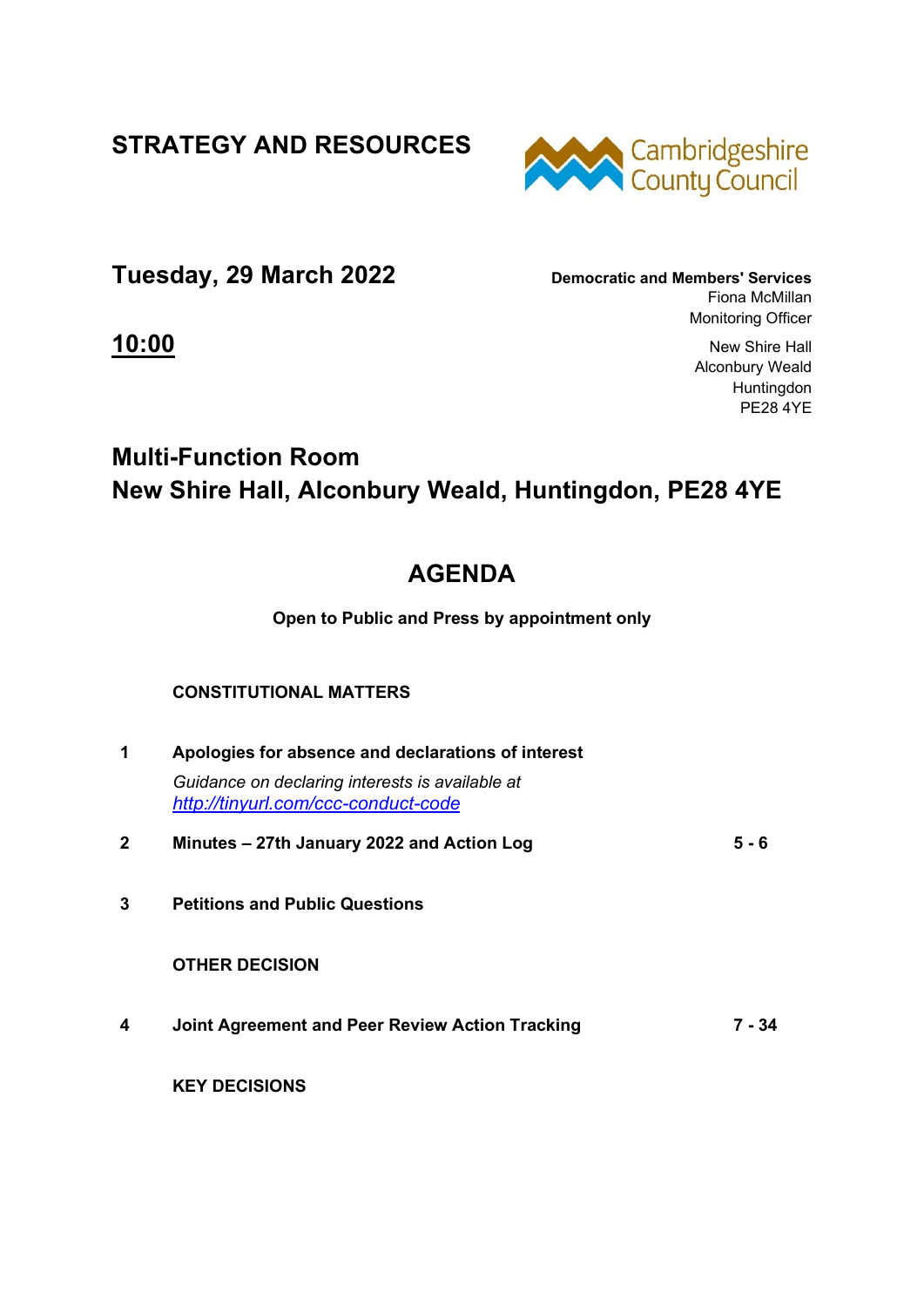# STRATEGY AND RESOURCES

Cambridgeshire County Council

**Tuesday, 29 March 2022**

**Democratic and Members' Services**
Fiona McMillan
Monitoring Officer

**10:00**

New Shire Hall
Alconbury Weald
Huntingdon
PE28 4YE

## Multi-Function Room
## New Shire Hall, Alconbury Weald, Huntingdon, PE28 4YE

# AGENDA

**Open to Public and Press by appointment only**

**CONSTITUTIONAL MATTERS**

| | | |
|---|---|---|
| **1** | **Apologies for absence and declarations of interest**<br>*Guidance on declaring interests is available at* *http://tinyurl.com/ccc-conduct-code* | |
| **2** | **Minutes – 27th January 2022 and Action Log** | **5 - 6** |
| **3** | **Petitions and Public Questions** | |

**OTHER DECISION**

| | | |
|---|---|---|
| **4** | **Joint Agreement and Peer Review Action Tracking** | **7 - 34** |

**KEY DECISIONS**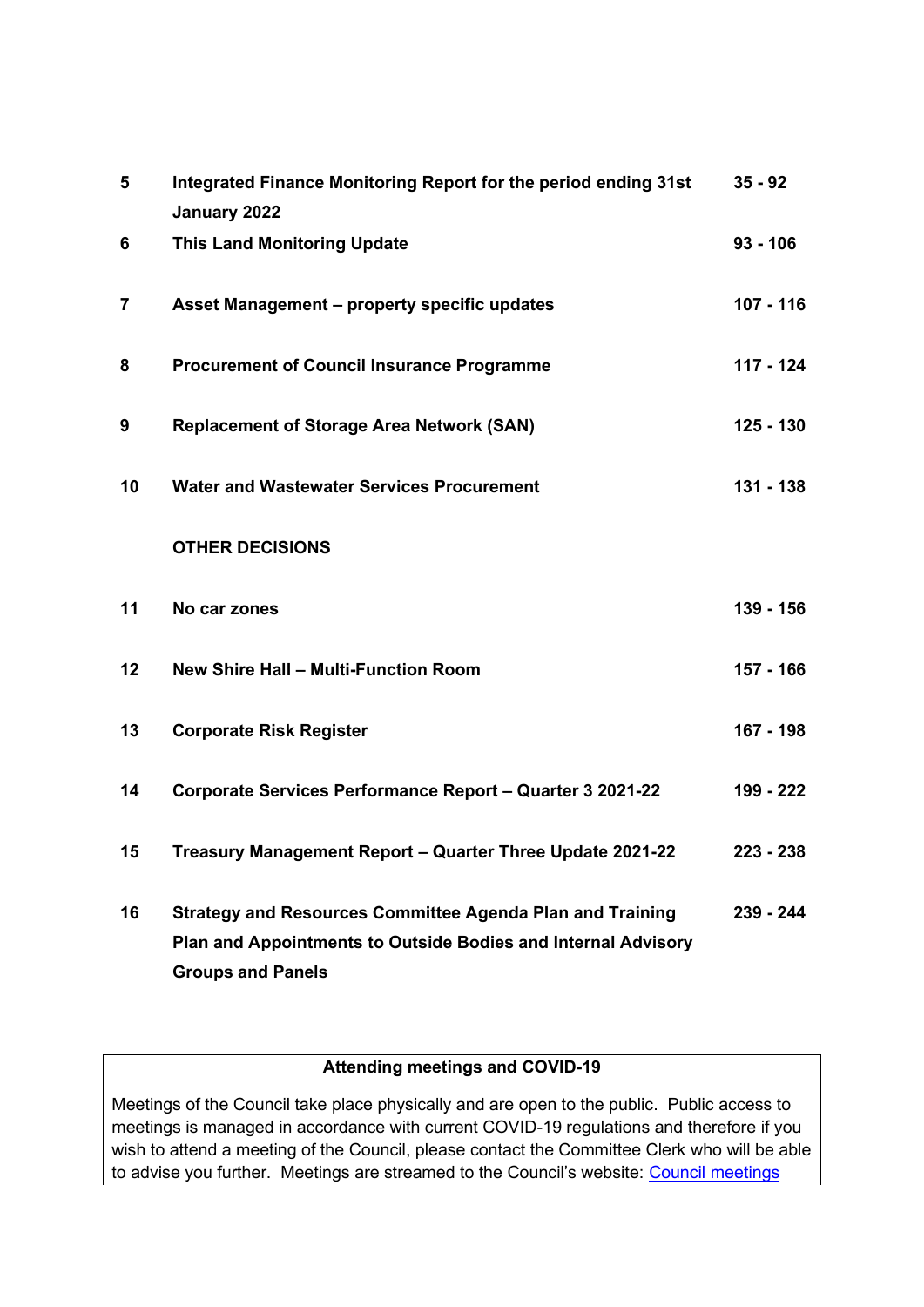| | | |
|---|---|---|
| 5 | **Integrated Finance Monitoring Report for the period ending 31st January 2022** | **35 - 92** |
| 6 | **This Land Monitoring Update** | **93 - 106** |
| 7 | **Asset Management – property specific updates** | **107 - 116** |
| 8 | **Procurement of Council Insurance Programme** | **117 - 124** |
| 9 | **Replacement of Storage Area Network (SAN)** | **125 - 130** |
| 10 | **Water and Wastewater Services Procurement** | **131 - 138** |
| | **OTHER DECISIONS** | |
| 11 | **No car zones** | **139 - 156** |
| 12 | **New Shire Hall – Multi-Function Room** | **157 - 166** |
| 13 | **Corporate Risk Register** | **167 - 198** |
| 14 | **Corporate Services Performance Report – Quarter 3 2021-22** | **199 - 222** |
| 15 | **Treasury Management Report – Quarter Three Update 2021-22** | **223 - 238** |
| 16 | **Strategy and Resources Committee Agenda Plan and Training Plan and Appointments to Outside Bodies and Internal Advisory Groups and Panels** | **239 - 244** |

**Attending meetings and COVID-19**

Meetings of the Council take place physically and are open to the public. Public access to meetings is managed in accordance with current COVID-19 regulations and therefore if you wish to attend a meeting of the Council, please contact the Committee Clerk who will be able to advise you further. Meetings are streamed to the Council's website: Council meetings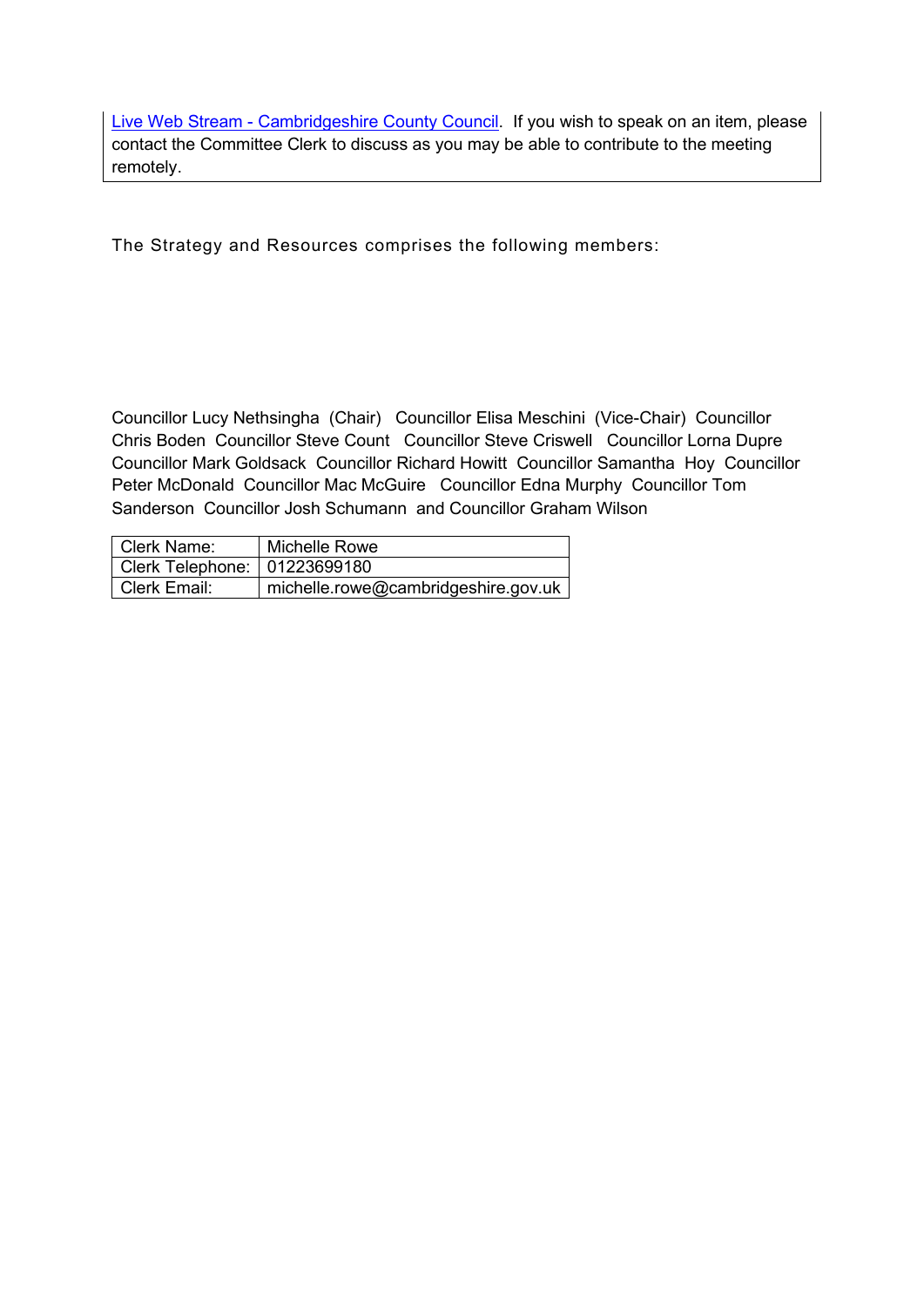Live Web Stream - Cambridgeshire County Council. If you wish to speak on an item, please contact the Committee Clerk to discuss as you may be able to contribute to the meeting remotely.

The Strategy and Resources comprises the following members:

Councillor Lucy Nethsingha (Chair) Councillor Elisa Meschini (Vice-Chair) Councillor Chris Boden Councillor Steve Count Councillor Steve Criswell Councillor Lorna Dupre Councillor Mark Goldsack Councillor Richard Howitt Councillor Samantha Hoy Councillor Peter McDonald Councillor Mac McGuire Councillor Edna Murphy Councillor Tom Sanderson Councillor Josh Schumann and Councillor Graham Wilson

| | |
|---|---|
| Clerk Name: | Michelle Rowe |
| Clerk Telephone: | 01223699180 |
| Clerk Email: | michelle.rowe@cambridgeshire.gov.uk |